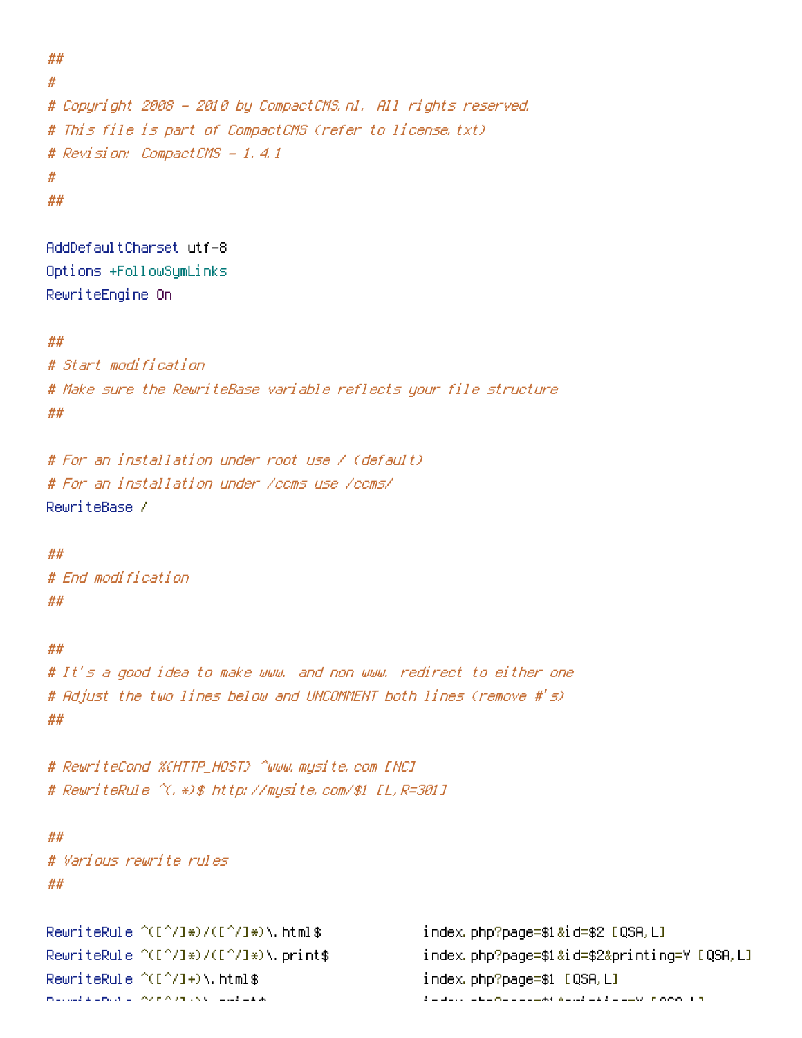```
##
#
# Copyright 2008 - 2010 by CompactCMS.nl. All rights reserved.
# This file is part of CompactCMS (refer to license.txt)
# Revision:  CompactCMS - 1.4.1
#
##

AddDefaultCharset utf-8
Options +FollowSymLinks
RewriteEngine On

##
# Start modification
# Make sure the RewriteBase variable reflects your file structure
##

# For an installation under root use / (default)
# For an installation under /ccms use /ccms/
RewriteBase /

##
# End modification
##

##
# It's a good idea to make www. and non www. redirect to either one
# Adjust the two lines below and UNCOMMENT both lines (remove #'s)
##

# RewriteCond %{HTTP_HOST} ^www.mysite.com [NC]
# RewriteRule ^(.*)$ http://mysite.com/$1 [L,R=301]

##
# Various rewrite rules
##

RewriteRule ^([^/]*)/([^/]*)\.html$            index.php?page=$1&id=$2 [QSA,L]
RewriteRule ^([^/]*)/([^/]*)\.print$           index.php?page=$1&id=$2&printing=Y [QSA,L]
RewriteRule ^([^/]+)\.html$                    index.php?page=$1 [QSA,L]
```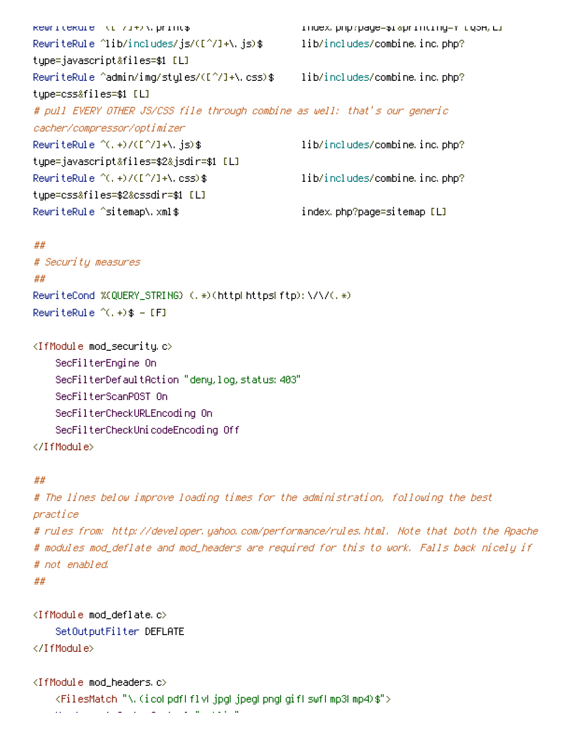```
RewriteRule ^([^/]+)\.print$                   index.php?page=$1&printing=Y [QSA,L]
RewriteRule ^lib/includes/js/([^/]+\.js)$       lib/includes/combine.inc.php?
type=javascript&files=$1 [L]
RewriteRule ^admin/img/styles/([^/]+\.css)$     lib/includes/combine.inc.php?
type=css&files=$1 [L]
# pull EVERY OTHER JS/CSS file through combine as well: that's our generic
cacher/compressor/optimizer
RewriteRule ^(.+)/([^/]+\.js)$                 lib/includes/combine.inc.php?
type=javascript&files=$2&jsdir=$1 [L]
RewriteRule ^(.+)/([^/]+\.css)$                lib/includes/combine.inc.php?
type=css&files=$2&cssdir=$1 [L]
RewriteRule ^sitemap\.xml$                     index.php?page=sitemap [L]

##
# Security measures
##
RewriteCond %{QUERY_STRING} (.*)(http|https|ftp):\/\/(.*)
RewriteRule ^(.+)$ - [F]

<IfModule mod_security.c>
    SecFilterEngine On
    SecFilterDefaultAction "deny,log,status:403"
    SecFilterScanPOST On
    SecFilterCheckURLEncoding On
    SecFilterCheckUnicodeEncoding Off
</IfModule>

##
# The lines below improve loading times for the administration, following the best
practice
# rules from: http://developer.yahoo.com/performance/rules.html. Note that both the Apache
# modules mod_deflate and mod_headers are required for this to work. Falls back nicely if
# not enabled.
##

<IfModule mod_deflate.c>
    SetOutputFilter DEFLATE
</IfModule>

<IfModule mod_headers.c>
    <FilesMatch "\.(ico|pdf|flv|jpg|jpeg|png|gif|swf|mp3|mp4)$">
```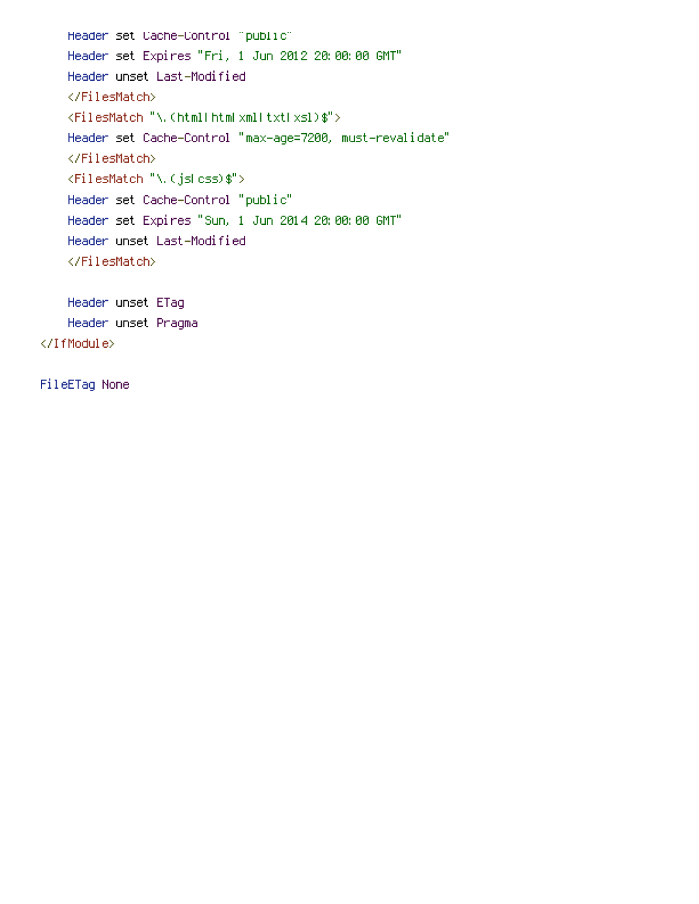```
    Header set Cache-Control "public"
    Header set Expires "Fri, 1 Jun 2012 20:00:00 GMT"
    Header unset Last-Modified
    </FilesMatch>
    <FilesMatch "\.(html|htm|xml|txt|xsl)$">
    Header set Cache-Control "max-age=7200, must-revalidate"
    </FilesMatch>
    <FilesMatch "\.(js|css)$">
    Header set Cache-Control "public"
    Header set Expires "Sun, 1 Jun 2014 20:00:00 GMT"
    Header unset Last-Modified
    </FilesMatch>

    Header unset ETag
    Header unset Pragma
</IfModule>

FileETag None
```